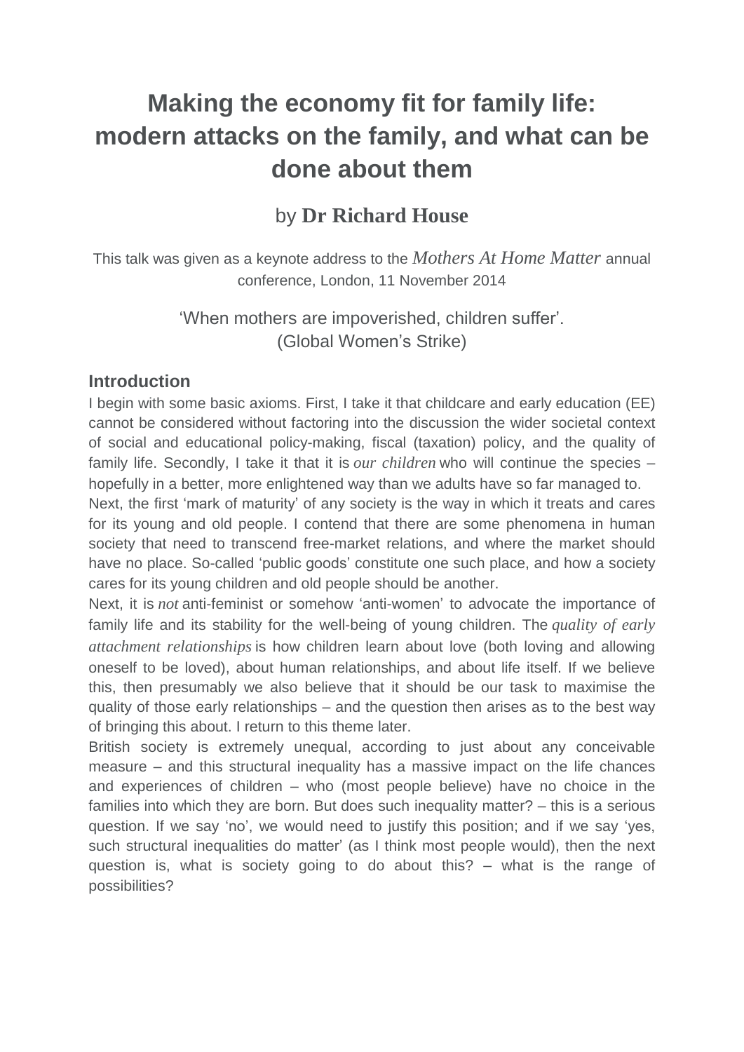# Making the economy fit for family life: modern attacks on the family, and what can be done about them

by **Dr Richard House**

This talk was given as a keynote address to the *Mothers At Home Matter* annual conference, London, 11 November 2014

'When mothers are impoverished, children suffer'.
(Global Women's Strike)

## Introduction

I begin with some basic axioms. First, I take it that childcare and early education (EE) cannot be considered without factoring into the discussion the wider societal context of social and educational policy-making, fiscal (taxation) policy, and the quality of family life. Secondly, I take it that it is *our children* who will continue the species – hopefully in a better, more enlightened way than we adults have so far managed to.

Next, the first 'mark of maturity' of any society is the way in which it treats and cares for its young and old people. I contend that there are some phenomena in human society that need to transcend free-market relations, and where the market should have no place. So-called 'public goods' constitute one such place, and how a society cares for its young children and old people should be another.

Next, it is *not* anti-feminist or somehow 'anti-women' to advocate the importance of family life and its stability for the well-being of young children. The *quality of early attachment relationships* is how children learn about love (both loving and allowing oneself to be loved), about human relationships, and about life itself. If we believe this, then presumably we also believe that it should be our task to maximise the quality of those early relationships – and the question then arises as to the best way of bringing this about. I return to this theme later.

British society is extremely unequal, according to just about any conceivable measure – and this structural inequality has a massive impact on the life chances and experiences of children – who (most people believe) have no choice in the families into which they are born. But does such inequality matter? – this is a serious question. If we say 'no', we would need to justify this position; and if we say 'yes, such structural inequalities do matter' (as I think most people would), then the next question is, what is society going to do about this? – what is the range of possibilities?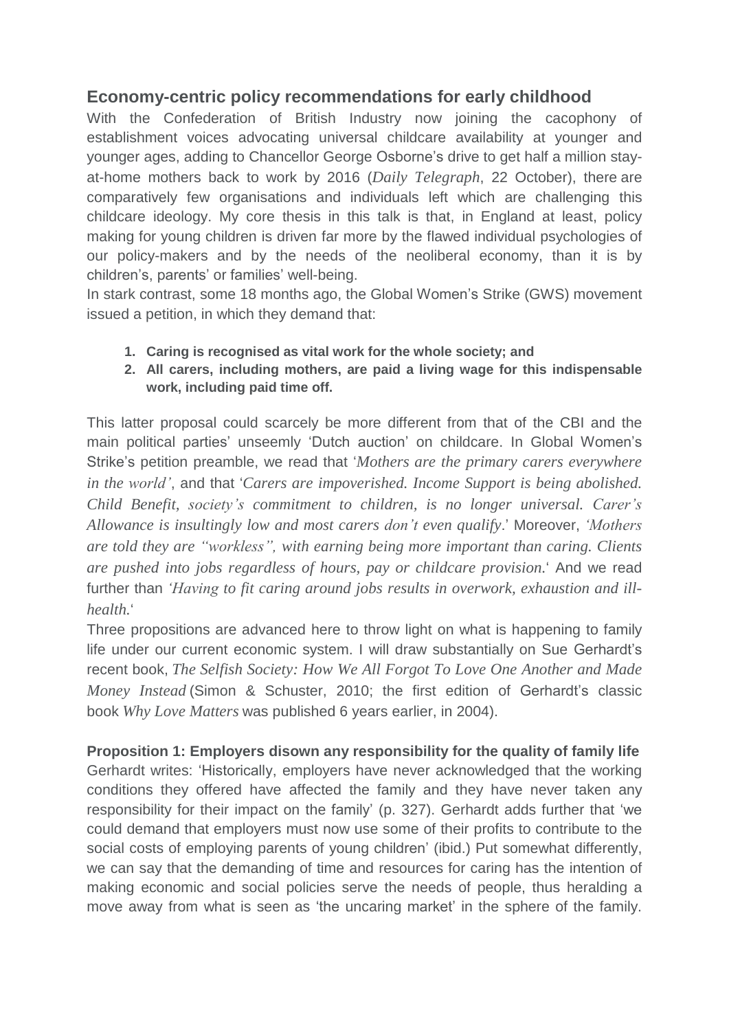## Economy-centric policy recommendations for early childhood

With the Confederation of British Industry now joining the cacophony of establishment voices advocating universal childcare availability at younger and younger ages, adding to Chancellor George Osborne's drive to get half a million stay-at-home mothers back to work by 2016 (*Daily Telegraph*, 22 October), there are comparatively few organisations and individuals left which are challenging this childcare ideology. My core thesis in this talk is that, in England at least, policy making for young children is driven far more by the flawed individual psychologies of our policy-makers and by the needs of the neoliberal economy, than it is by children's, parents' or families' well-being.

In stark contrast, some 18 months ago, the Global Women's Strike (GWS) movement issued a petition, in which they demand that:

1. **Caring is recognised as vital work for the whole society; and**
2. **All carers, including mothers, are paid a living wage for this indispensable work, including paid time off.**

This latter proposal could scarcely be more different from that of the CBI and the main political parties' unseemly 'Dutch auction' on childcare. In Global Women's Strike's petition preamble, we read that '*Mothers are the primary carers everywhere in the world'*, and that '*Carers are impoverished. Income Support is being abolished. Child Benefit, society's commitment to children, is no longer universal. Carer's Allowance is insultingly low and most carers don't even qualify*.' Moreover, *'Mothers are told they are "workless", with earning being more important than caring. Clients are pushed into jobs regardless of hours, pay or childcare provision.*' And we read further than *'Having to fit caring around jobs results in overwork, exhaustion and ill-health.*'

Three propositions are advanced here to throw light on what is happening to family life under our current economic system. I will draw substantially on Sue Gerhardt's recent book, *The Selfish Society: How We All Forgot To Love One Another and Made Money Instead* (Simon & Schuster, 2010; the first edition of Gerhardt's classic book *Why Love Matters* was published 6 years earlier, in 2004).

**Proposition 1: Employers disown any responsibility for the quality of family life**

Gerhardt writes: 'Historically, employers have never acknowledged that the working conditions they offered have affected the family and they have never taken any responsibility for their impact on the family' (p. 327). Gerhardt adds further that 'we could demand that employers must now use some of their profits to contribute to the social costs of employing parents of young children' (ibid.) Put somewhat differently, we can say that the demanding of time and resources for caring has the intention of making economic and social policies serve the needs of people, thus heralding a move away from what is seen as 'the uncaring market' in the sphere of the family.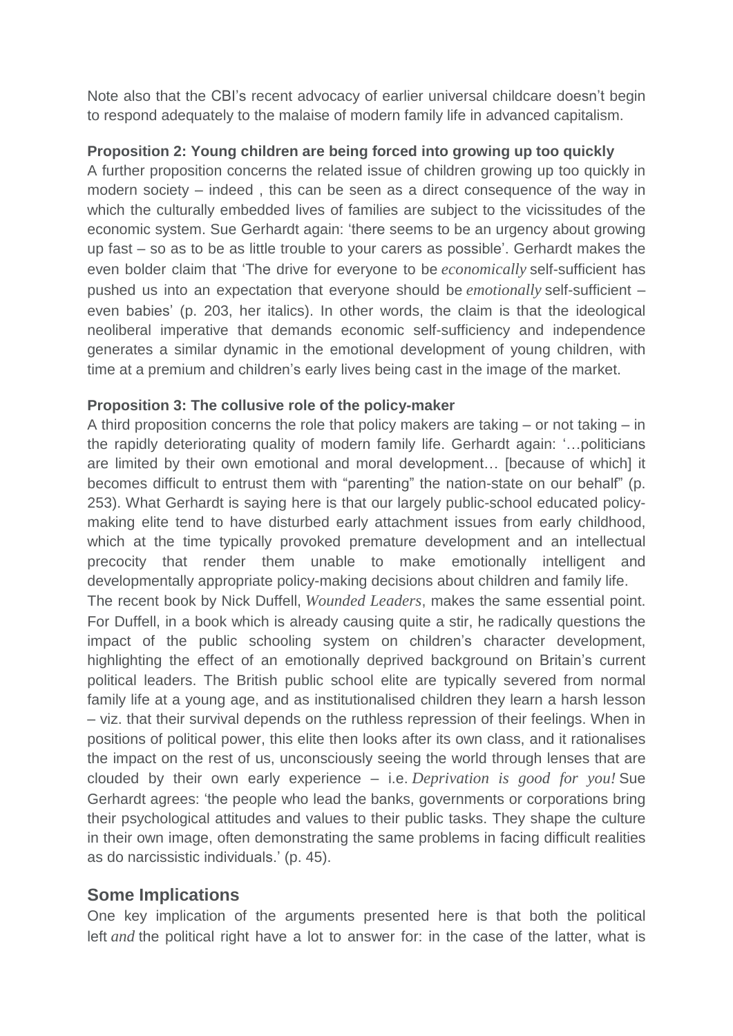Note also that the CBI's recent advocacy of earlier universal childcare doesn't begin to respond adequately to the malaise of modern family life in advanced capitalism.

**Proposition 2: Young children are being forced into growing up too quickly**

A further proposition concerns the related issue of children growing up too quickly in modern society – indeed , this can be seen as a direct consequence of the way in which the culturally embedded lives of families are subject to the vicissitudes of the economic system. Sue Gerhardt again: 'there seems to be an urgency about growing up fast – so as to be as little trouble to your carers as possible'. Gerhardt makes the even bolder claim that 'The drive for everyone to be *economically* self-sufficient has pushed us into an expectation that everyone should be *emotionally* self-sufficient – even babies' (p. 203, her italics). In other words, the claim is that the ideological neoliberal imperative that demands economic self-sufficiency and independence generates a similar dynamic in the emotional development of young children, with time at a premium and children's early lives being cast in the image of the market.

**Proposition 3: The collusive role of the policy-maker**

A third proposition concerns the role that policy makers are taking – or not taking – in the rapidly deteriorating quality of modern family life. Gerhardt again: '…politicians are limited by their own emotional and moral development… [because of which] it becomes difficult to entrust them with "parenting" the nation-state on our behalf" (p. 253). What Gerhardt is saying here is that our largely public-school educated policy-making elite tend to have disturbed early attachment issues from early childhood, which at the time typically provoked premature development and an intellectual precocity that render them unable to make emotionally intelligent and developmentally appropriate policy-making decisions about children and family life.

The recent book by Nick Duffell, *Wounded Leaders*, makes the same essential point. For Duffell, in a book which is already causing quite a stir, he radically questions the impact of the public schooling system on children's character development, highlighting the effect of an emotionally deprived background on Britain's current political leaders. The British public school elite are typically severed from normal family life at a young age, and as institutionalised children they learn a harsh lesson – viz. that their survival depends on the ruthless repression of their feelings. When in positions of political power, this elite then looks after its own class, and it rationalises the impact on the rest of us, unconsciously seeing the world through lenses that are clouded by their own early experience – i.e. *Deprivation is good for you!* Sue Gerhardt agrees: 'the people who lead the banks, governments or corporations bring their psychological attitudes and values to their public tasks. They shape the culture in their own image, often demonstrating the same problems in facing difficult realities as do narcissistic individuals.' (p. 45).

## Some Implications

One key implication of the arguments presented here is that both the political left *and* the political right have a lot to answer for: in the case of the latter, what is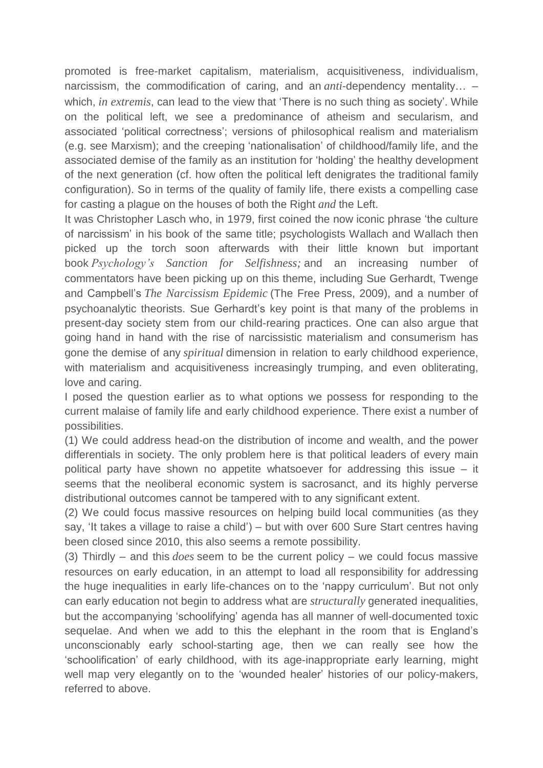promoted is free-market capitalism, materialism, acquisitiveness, individualism, narcissism, the commodification of caring, and an *anti*-dependency mentality… – which, *in extremis*, can lead to the view that 'There is no such thing as society'. While on the political left, we see a predominance of atheism and secularism, and associated 'political correctness'; versions of philosophical realism and materialism (e.g. see Marxism); and the creeping 'nationalisation' of childhood/family life, and the associated demise of the family as an institution for 'holding' the healthy development of the next generation (cf. how often the political left denigrates the traditional family configuration). So in terms of the quality of family life, there exists a compelling case for casting a plague on the houses of both the Right *and* the Left.

It was Christopher Lasch who, in 1979, first coined the now iconic phrase 'the culture of narcissism' in his book of the same title; psychologists Wallach and Wallach then picked up the torch soon afterwards with their little known but important book *Psychology's Sanction for Selfishness;* and an increasing number of commentators have been picking up on this theme, including Sue Gerhardt, Twenge and Campbell's *The Narcissism Epidemic* (The Free Press, 2009), and a number of psychoanalytic theorists. Sue Gerhardt's key point is that many of the problems in present-day society stem from our child-rearing practices. One can also argue that going hand in hand with the rise of narcissistic materialism and consumerism has gone the demise of any *spiritual* dimension in relation to early childhood experience, with materialism and acquisitiveness increasingly trumping, and even obliterating, love and caring.

I posed the question earlier as to what options we possess for responding to the current malaise of family life and early childhood experience. There exist a number of possibilities.

(1) We could address head-on the distribution of income and wealth, and the power differentials in society. The only problem here is that political leaders of every main political party have shown no appetite whatsoever for addressing this issue – it seems that the neoliberal economic system is sacrosanct, and its highly perverse distributional outcomes cannot be tampered with to any significant extent.

(2) We could focus massive resources on helping build local communities (as they say, 'It takes a village to raise a child') – but with over 600 Sure Start centres having been closed since 2010, this also seems a remote possibility.

(3) Thirdly – and this *does* seem to be the current policy – we could focus massive resources on early education, in an attempt to load all responsibility for addressing the huge inequalities in early life-chances on to the 'nappy curriculum'. But not only can early education not begin to address what are *structurally* generated inequalities, but the accompanying 'schoolifying' agenda has all manner of well-documented toxic sequelae. And when we add to this the elephant in the room that is England's unconscionably early school-starting age, then we can really see how the 'schoolification' of early childhood, with its age-inappropriate early learning, might well map very elegantly on to the 'wounded healer' histories of our policy-makers, referred to above.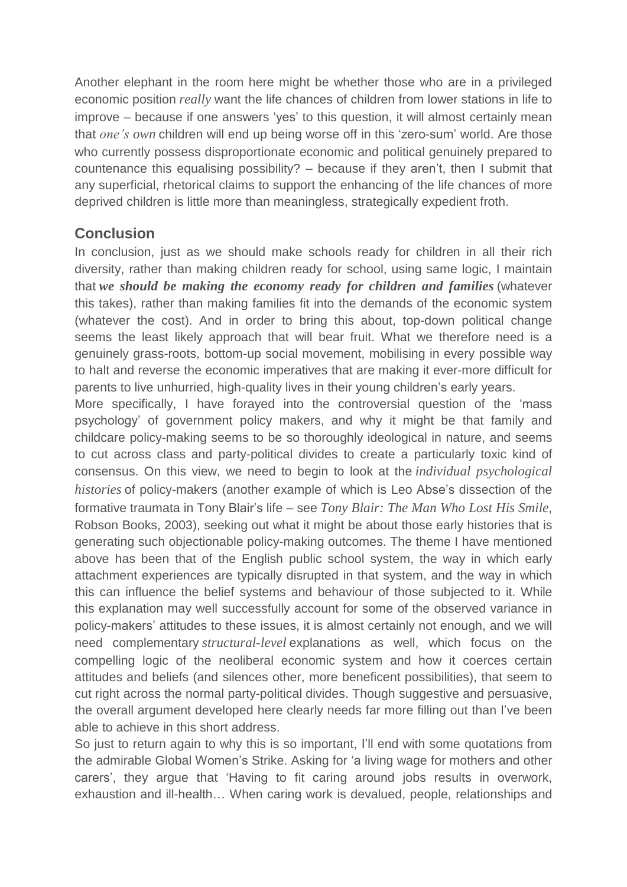Another elephant in the room here might be whether those who are in a privileged economic position *really* want the life chances of children from lower stations in life to improve – because if one answers 'yes' to this question, it will almost certainly mean that *one's own* children will end up being worse off in this 'zero-sum' world. Are those who currently possess disproportionate economic and political genuinely prepared to countenance this equalising possibility? – because if they aren't, then I submit that any superficial, rhetorical claims to support the enhancing of the life chances of more deprived children is little more than meaningless, strategically expedient froth.

## Conclusion

In conclusion, just as we should make schools ready for children in all their rich diversity, rather than making children ready for school, using same logic, I maintain that ***we should be making the economy ready for children and families*** (whatever this takes), rather than making families fit into the demands of the economic system (whatever the cost). And in order to bring this about, top-down political change seems the least likely approach that will bear fruit. What we therefore need is a genuinely grass-roots, bottom-up social movement, mobilising in every possible way to halt and reverse the economic imperatives that are making it ever-more difficult for parents to live unhurried, high-quality lives in their young children's early years.

More specifically, I have forayed into the controversial question of the 'mass psychology' of government policy makers, and why it might be that family and childcare policy-making seems to be so thoroughly ideological in nature, and seems to cut across class and party-political divides to create a particularly toxic kind of consensus. On this view, we need to begin to look at the *individual psychological histories* of policy-makers (another example of which is Leo Abse's dissection of the formative traumata in Tony Blair's life – see *Tony Blair: The Man Who Lost His Smile*, Robson Books, 2003), seeking out what it might be about those early histories that is generating such objectionable policy-making outcomes. The theme I have mentioned above has been that of the English public school system, the way in which early attachment experiences are typically disrupted in that system, and the way in which this can influence the belief systems and behaviour of those subjected to it. While this explanation may well successfully account for some of the observed variance in policy-makers' attitudes to these issues, it is almost certainly not enough, and we will need complementary *structural-level* explanations as well, which focus on the compelling logic of the neoliberal economic system and how it coerces certain attitudes and beliefs (and silences other, more beneficent possibilities), that seem to cut right across the normal party-political divides. Though suggestive and persuasive, the overall argument developed here clearly needs far more filling out than I've been able to achieve in this short address.

So just to return again to why this is so important, I'll end with some quotations from the admirable Global Women's Strike. Asking for 'a living wage for mothers and other carers', they argue that 'Having to fit caring around jobs results in overwork, exhaustion and ill-health… When caring work is devalued, people, relationships and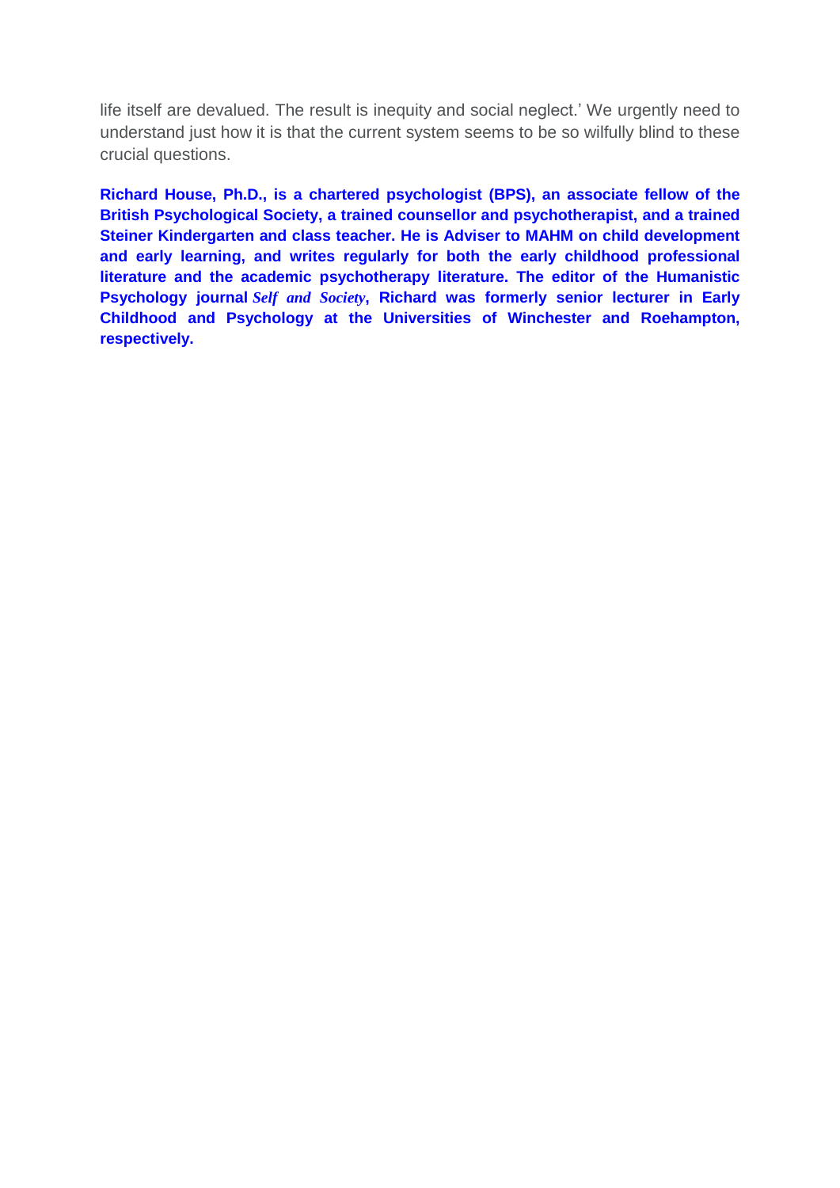life itself are devalued. The result is inequity and social neglect.' We urgently need to understand just how it is that the current system seems to be so wilfully blind to these crucial questions.

**Richard House, Ph.D., is a chartered psychologist (BPS), an associate fellow of the British Psychological Society, a trained counsellor and psychotherapist, and a trained Steiner Kindergarten and class teacher. He is Adviser to MAHM on child development and early learning, and writes regularly for both the early childhood professional literature and the academic psychotherapy literature. The editor of the Humanistic Psychology journal *Self and Society*, Richard was formerly senior lecturer in Early Childhood and Psychology at the Universities of Winchester and Roehampton, respectively.**